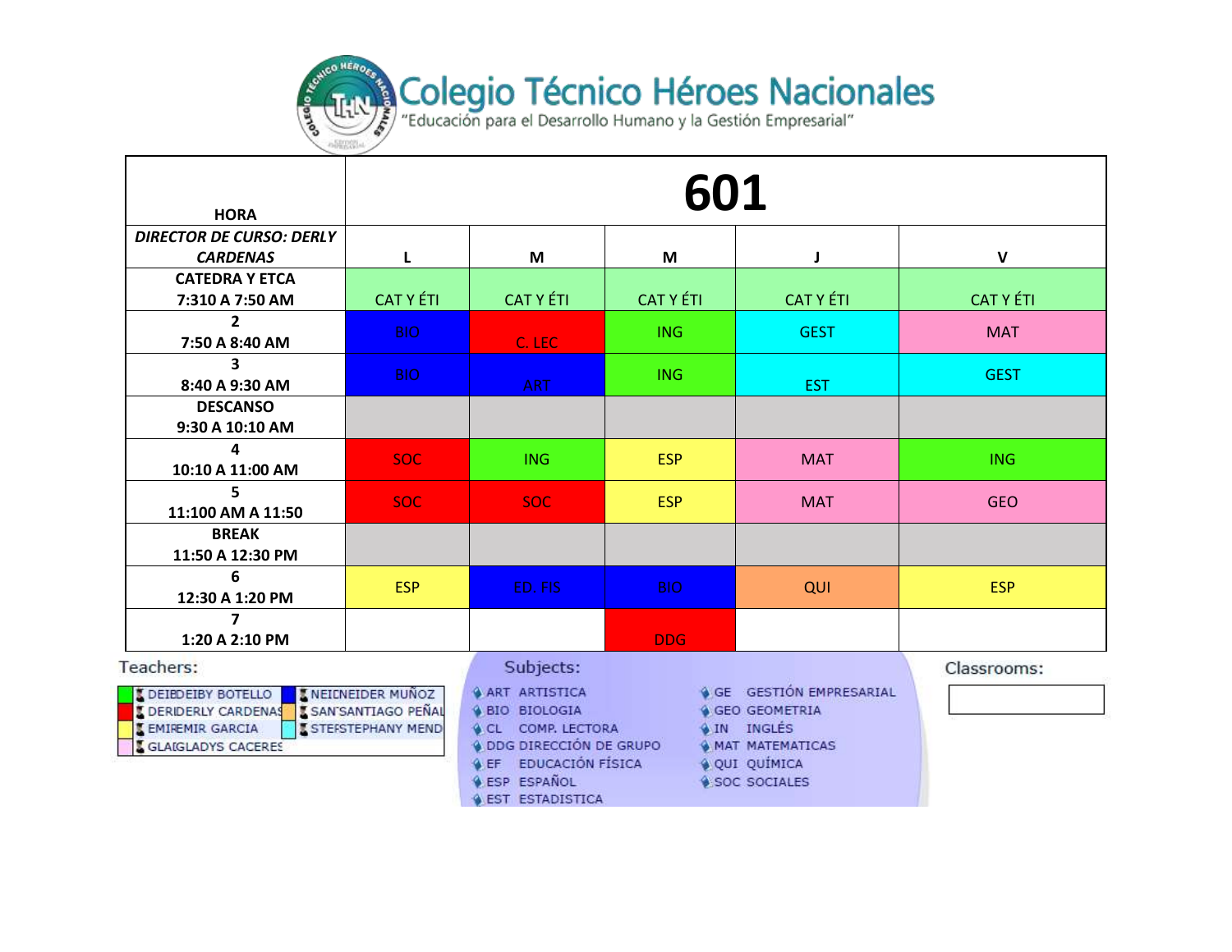# Colegio Técnico Héroes Nacionales

"Educación para el Desarrollo Humano y la Gestión Empresarial"

| HORA | 601 | | | | |
|---|---|---|---|---|---|
| *DIRECTOR DE CURSO: DERLY CARDENAS* | L | M | M | J | V |
| **CATEDRA Y ETCA 7:310 A 7:50 AM** | CAT Y ÉTI | CAT Y ÉTI | CAT Y ÉTI | CAT Y ÉTI | CAT Y ÉTI |
| **2 7:50 A 8:40 AM** | BIO | C. LEC | ING | GEST | MAT |
| **3 8:40 A 9:30 AM** | BIO | ART | ING | EST | GEST |
| **DESCANSO 9:30 A 10:10 AM** | | | | | |
| **4 10:10 A 11:00 AM** | SOC | ING | ESP | MAT | ING |
| **5 11:100 AM A 11:50** | SOC | SOC | ESP | MAT | GEO |
| **BREAK 11:50 A 12:30 PM** | | | | | |
| **6 12:30 A 1:20 PM** | ESP | ED. FIS | BIO | QUI | ESP |
| **7 1:20 A 2:10 PM** | | | DDG | | |

Teachers:

- DEIBDEIBY BOTELLO
- DERIDERLY CARDENAS
- EMIREMIR GARCIA
- GLAIGLADYS CACERES
- NEIDNEIDER MUÑOZ
- SANSANTIAGO PEÑAL
- STEFSTEPHANY MEND

Subjects:

- ART ARTISTICA
- BIO BIOLOGIA
- CL COMP. LECTORA
- DDG DIRECCIÓN DE GRUPO
- EF EDUCACIÓN FÍSICA
- ESP ESPAÑOL
- EST ESTADISTICA
- GE GESTIÓN EMPRESARIAL
- GEO GEOMETRIA
- IN INGLÉS
- MAT MATEMATICAS
- QUI QUÍMICA
- SOC SOCIALES

Classrooms: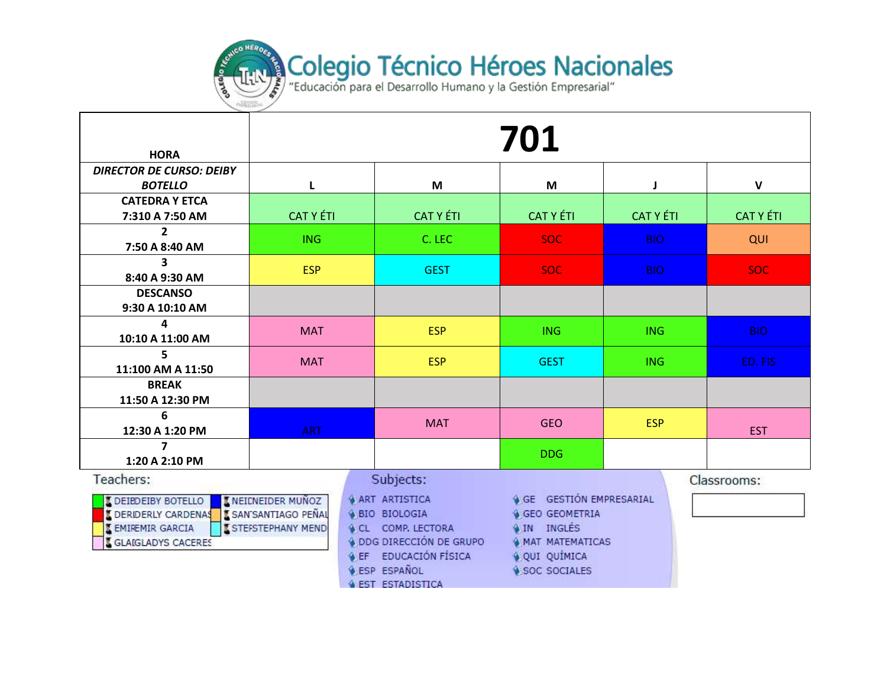# Colegio Técnico Héroes Nacionales

"Educación para el Desarrollo Humano y la Gestión Empresarial"

| HORA | 701 | | | | |
|---|---|---|---|---|---|
| ***DIRECTOR DE CURSO: DEIBY BOTELLO*** | **L** | **M** | **M** | **J** | **V** |
| **CATEDRA Y ETCA 7:310 A 7:50 AM** | CAT Y ÉTI | CAT Y ÉTI | CAT Y ÉTI | CAT Y ÉTI | CAT Y ÉTI |
| **2 7:50 A 8:40 AM** | ING | C. LEC | SOC | BIO | QUI |
| **3 8:40 A 9:30 AM** | ESP | GEST | SOC | BIO | SOC |
| **DESCANSO 9:30 A 10:10 AM** | | | | | |
| **4 10:10 A 11:00 AM** | MAT | ESP | ING | ING | BIO |
| **5 11:100 AM A 11:50** | MAT | ESP | GEST | ING | ED. FIS |
| **BREAK 11:50 A 12:30 PM** | | | | | |
| **6 12:30 A 1:20 PM** | ART | MAT | GEO | ESP | EST |
| **7 1:20 A 2:10 PM** | | | DDG | | |

**Teachers:**

- DEIBDEIBY BOTELLO
- DERIDERLY CARDENAS
- EMIREMIR GARCIA
- GLAIGLADYS CACERES
- NEIDNEIDER MUÑOZ
- SAN SANTIAGO PEÑAL
- STEFSTEPHANY MEND

**Subjects:**

- ART ARTISTICA
- BIO BIOLOGIA
- CL COMP. LECTORA
- DDG DIRECCIÓN DE GRUPO
- EF EDUCACIÓN FÍSICA
- ESP ESPAÑOL
- EST ESTADISTICA
- GE GESTIÓN EMPRESARIAL
- GEO GEOMETRIA
- IN INGLÉS
- MAT MATEMATICAS
- QUI QUÍMICA
- SOC SOCIALES

**Classrooms:**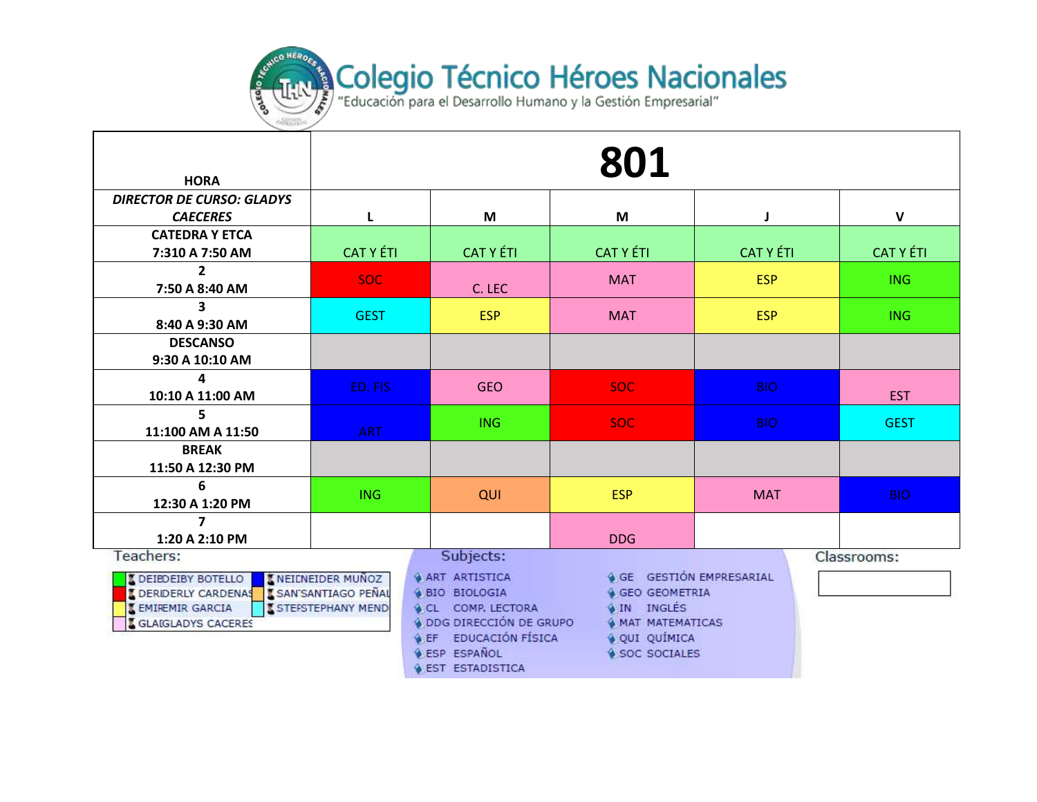# Colegio Técnico Héroes Nacionales

"Educación para el Desarrollo Humano y la Gestión Empresarial"

| HORA | 801 | | | | |
|---|---|---|---|---|---|
| ***DIRECTOR DE CURSO: GLADYS CAECERES*** | **L** | **M** | **M** | **J** | **V** |
| **CATEDRA Y ETCA 7:310 A 7:50 AM** | CAT Y ÉTI | CAT Y ÉTI | CAT Y ÉTI | CAT Y ÉTI | CAT Y ÉTI |
| **2 7:50 A 8:40 AM** | SOC | C. LEC | MAT | ESP | ING |
| **3 8:40 A 9:30 AM** | GEST | ESP | MAT | ESP | ING |
| **DESCANSO 9:30 A 10:10 AM** | | | | | |
| **4 10:10 A 11:00 AM** | ED. FIS | GEO | SOC | BIO | EST |
| **5 11:100 AM A 11:50** | ART | ING | SOC | BIO | GEST |
| **BREAK 11:50 A 12:30 PM** | | | | | |
| **6 12:30 A 1:20 PM** | ING | QUI | ESP | MAT | BIO |
| **7 1:20 A 2:10 PM** | | | DDG | | |

Teachers:

- DEIBDEIBY BOTELLO
- DERIDERLY CARDENAS
- EMIREMIR GARCIA
- GLAIGLADYS CACERES
- NEICNEIDER MUÑOZ
- SAN'SANTIAGO PEÑAL
- STEFSTEPHANY MEND

Subjects:

- ART ARTISTICA
- BIO BIOLOGIA
- CL COMP. LECTORA
- DDG DIRECCIÓN DE GRUPO
- EF EDUCACIÓN FÍSICA
- ESP ESPAÑOL
- EST ESTADISTICA
- GE GESTIÓN EMPRESARIAL
- GEO GEOMETRIA
- IN INGLÉS
- MAT MATEMATICAS
- QUI QUÍMICA
- SOC SOCIALES

Classrooms: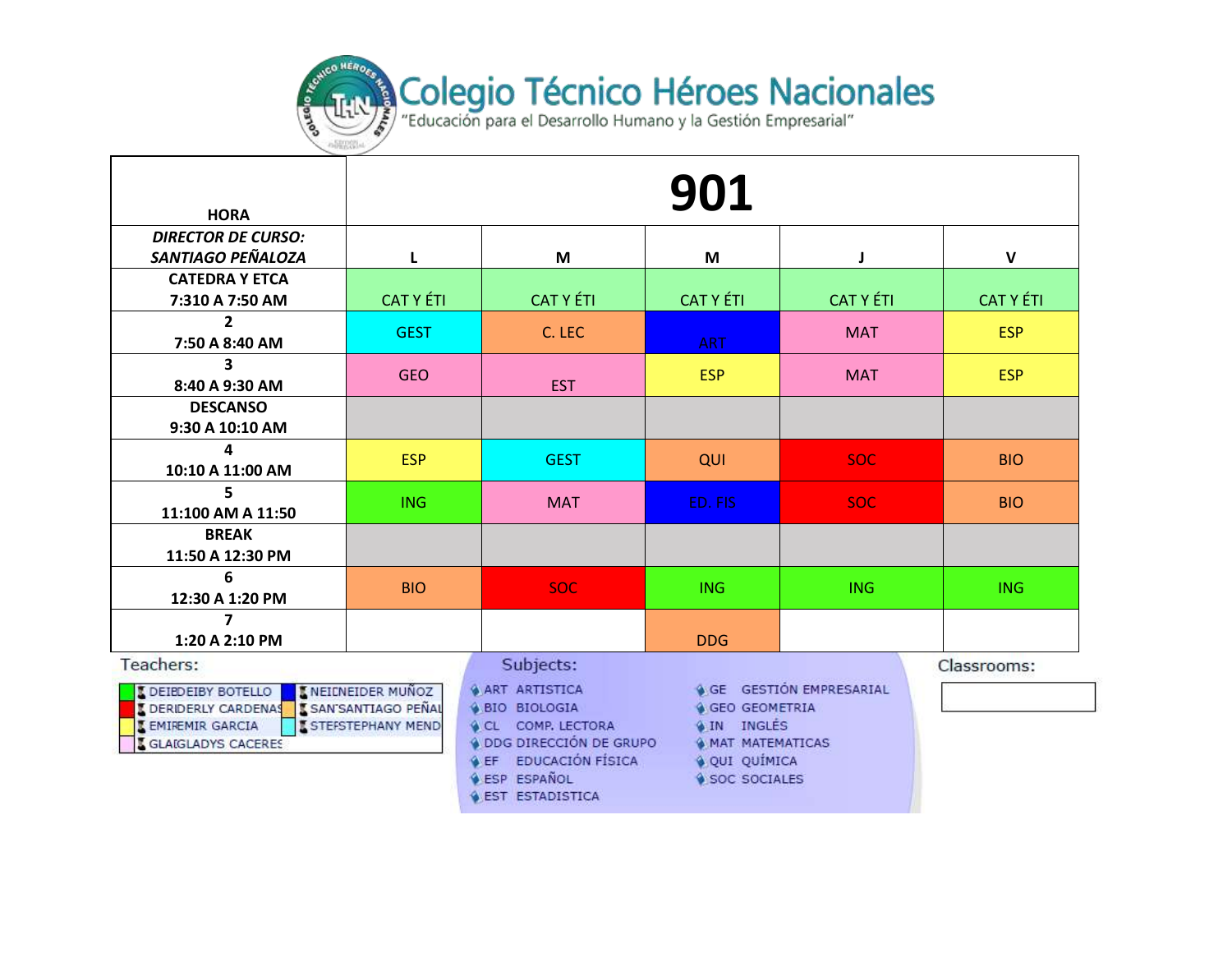# Colegio Técnico Héroes Nacionales

"Educación para el Desarrollo Humano y la Gestión Empresarial"

| HORA | 901 | | | | |
|---|---|---|---|---|---|
| ***DIRECTOR DE CURSO: SANTIAGO PEÑALOZA*** | **L** | **M** | **M** | **J** | **V** |
| **CATEDRA Y ETCA 7:310 A 7:50 AM** | CAT Y ÉTI | CAT Y ÉTI | CAT Y ÉTI | CAT Y ÉTI | CAT Y ÉTI |
| **2 7:50 A 8:40 AM** | GEST | C. LEC | ART | MAT | ESP |
| **3 8:40 A 9:30 AM** | GEO | EST | ESP | MAT | ESP |
| **DESCANSO 9:30 A 10:10 AM** | | | | | |
| **4 10:10 A 11:00 AM** | ESP | GEST | QUI | SOC | BIO |
| **5 11:100 AM A 11:50** | ING | MAT | ED. FIS | SOC | BIO |
| **BREAK 11:50 A 12:30 PM** | | | | | |
| **6 12:30 A 1:20 PM** | BIO | SOC | ING | ING | ING |
| **7 1:20 A 2:10 PM** | | | DDG | | |

**Teachers:**

- DEIBDEIBY BOTELLO
- DERIDERLY CARDENAS
- EMIREMIR GARCIA
- GLAIGLADYS CACERES
- NEIDNEIDER MUÑOZ
- SANSANTIAGO PEÑAL
- STEFSTEPHANY MEND

**Subjects:**

- ART ARTISTICA
- BIO BIOLOGIA
- CL COMP. LECTORA
- DDG DIRECCIÓN DE GRUPO
- EF EDUCACIÓN FÍSICA
- ESP ESPAÑOL
- EST ESTADISTICA
- GE GESTIÓN EMPRESARIAL
- GEO GEOMETRIA
- IN INGLÉS
- MAT MATEMATICAS
- QUI QUÍMICA
- SOC SOCIALES

**Classrooms:**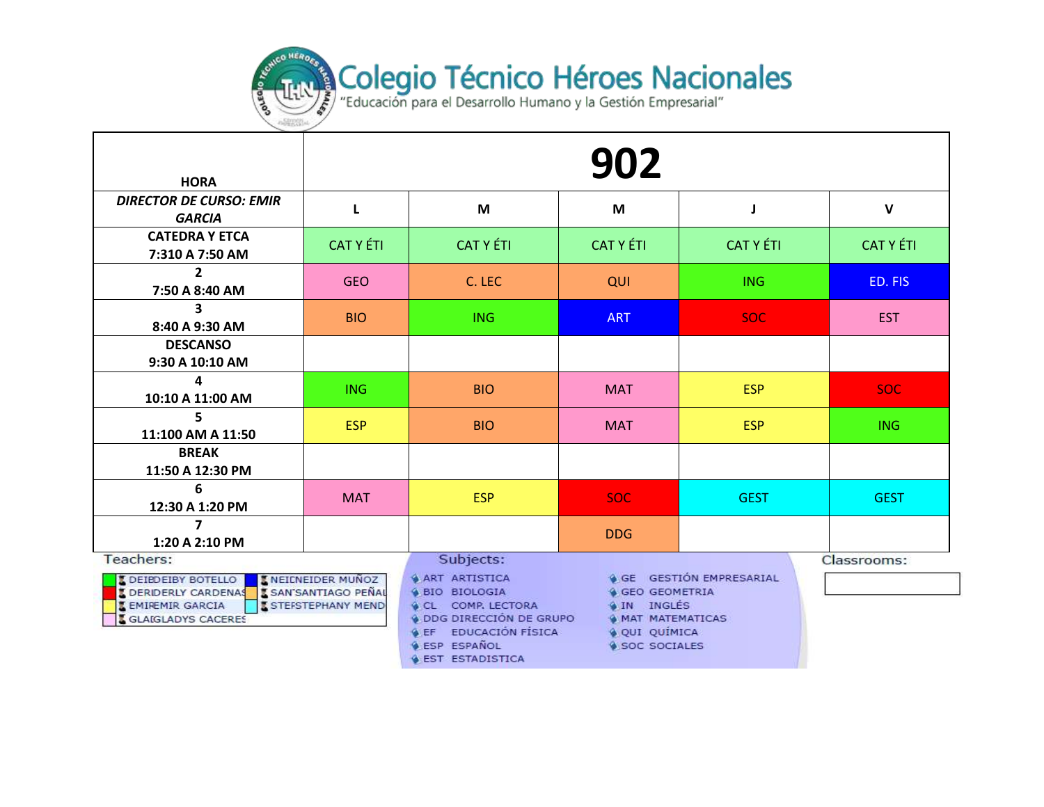# Colegio Técnico Héroes Nacionales

"Educación para el Desarrollo Humano y la Gestión Empresarial"

| HORA | 902 | | | | |
|---|---|---|---|---|---|
| *DIRECTOR DE CURSO: EMIR GARCIA* | L | M | M | J | V |
| **CATEDRA Y ETCA 7:310 A 7:50 AM** | CAT Y ÉTI | CAT Y ÉTI | CAT Y ÉTI | CAT Y ÉTI | CAT Y ÉTI |
| **2 7:50 A 8:40 AM** | GEO | C. LEC | QUI | ING | ED. FIS |
| **3 8:40 A 9:30 AM** | BIO | ING | ART | SOC | EST |
| **DESCANSO 9:30 A 10:10 AM** | | | | | |
| **4 10:10 A 11:00 AM** | ING | BIO | MAT | ESP | SOC |
| **5 11:100 AM A 11:50** | ESP | BIO | MAT | ESP | ING |
| **BREAK 11:50 A 12:30 PM** | | | | | |
| **6 12:30 A 1:20 PM** | MAT | ESP | SOC | GEST | GEST |
| **7 1:20 A 2:10 PM** | | | DDG | | |

**Teachers:**

- DEIBDEIBY BOTELLO
- DERIDERLY CARDENAS
- EMIREMIR GARCIA
- GLAIGLADYS CACERES
- NEICNEIDER MUÑOZ
- SAN'SANTIAGO PEÑAL
- STEFSTEPHANY MEND

**Subjects:**

- ART ARTISTICA
- BIO BIOLOGIA
- CL COMP. LECTORA
- DDG DIRECCIÓN DE GRUPO
- EF EDUCACIÓN FÍSICA
- ESP ESPAÑOL
- EST ESTADISTICA
- GE GESTIÓN EMPRESARIAL
- GEO GEOMETRIA
- IN INGLÉS
- MAT MATEMATICAS
- QUI QUÍMICA
- SOC SOCIALES

**Classrooms:**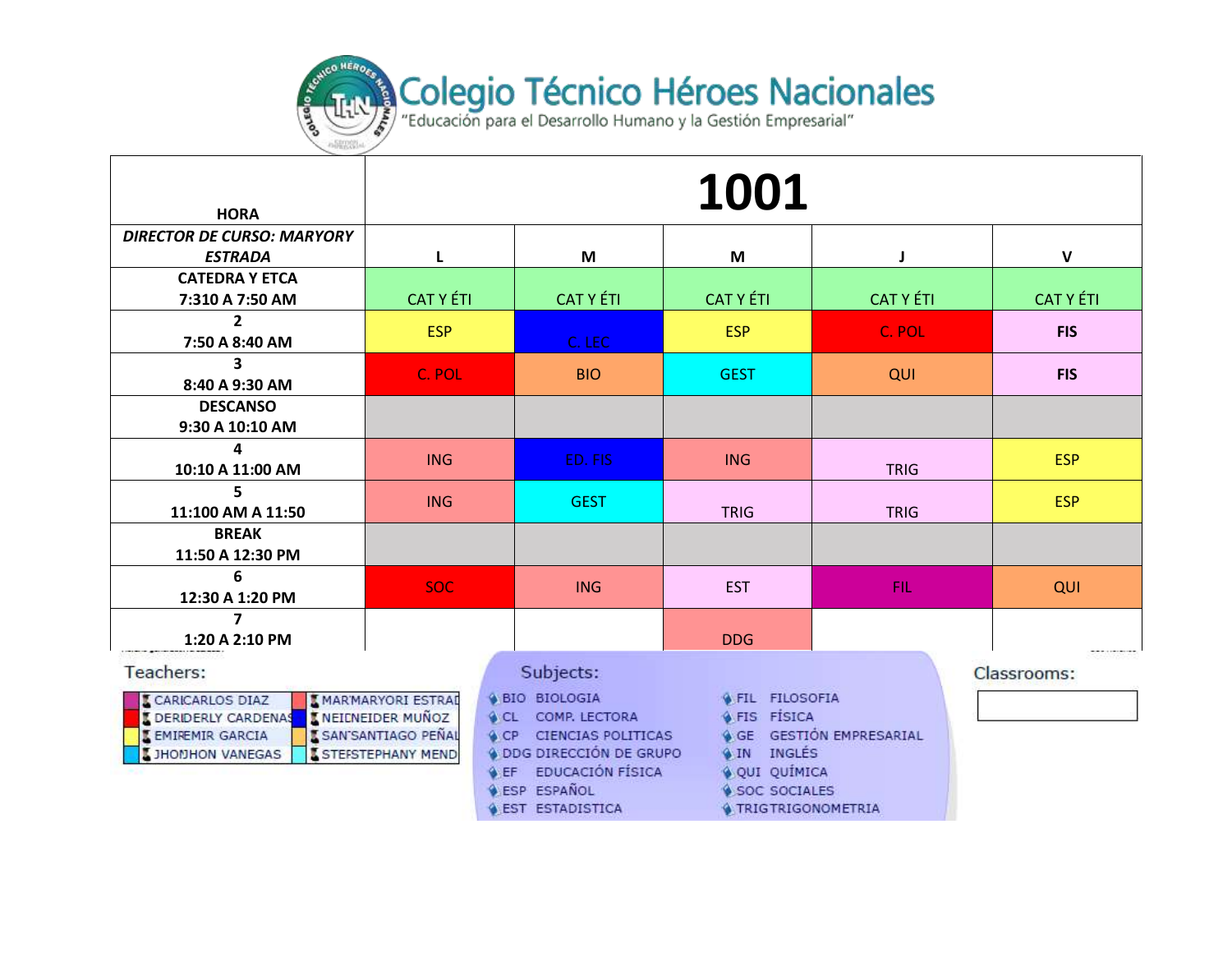# Colegio Técnico Héroes Nacionales

"Educación para el Desarrollo Humano y la Gestión Empresarial"

| HORA | 1001 | | | | |
|---|---|---|---|---|---|
| ***DIRECTOR DE CURSO: MARYORY ESTRADA*** | **L** | **M** | **M** | **J** | **V** |
| **CATEDRA Y ETCA 7:310 A 7:50 AM** | CAT Y ÉTI | CAT Y ÉTI | CAT Y ÉTI | CAT Y ÉTI | CAT Y ÉTI |
| **2 7:50 A 8:40 AM** | ESP | C. LEC | ESP | C. POL | **FIS** |
| **3 8:40 A 9:30 AM** | C. POL | BIO | GEST | QUI | **FIS** |
| **DESCANSO 9:30 A 10:10 AM** | | | | | |
| **4 10:10 A 11:00 AM** | ING | ED. FIS | ING | TRIG | ESP |
| **5 11:100 AM A 11:50** | ING | GEST | TRIG | TRIG | ESP |
| **BREAK 11:50 A 12:30 PM** | | | | | |
| **6 12:30 A 1:20 PM** | SOC | ING | EST | FIL | QUI |
| **7 1:20 A 2:10 PM** | | | DDG | | |

**Teachers:**

| | |
|---|---|
| CARCARLOS DIAZ | MARMARYORI ESTRAD |
| DERDERLY CARDENAS | NEINEIDER MUÑOZ |
| EMIREMIR GARCIA | SANSANTIAGO PEÑAL |
| JHOHJHON VANEGAS | STEFSTEPHANY MEND |

**Subjects:**

| | | | |
|---|---|---|---|
| BIO | BIOLOGIA | FIL | FILOSOFIA |
| CL | COMP. LECTORA | FIS | FÍSICA |
| CP | CIENCIAS POLITICAS | GE | GESTIÓN EMPRESARIAL |
| DDG | DIRECCIÓN DE GRUPO | IN | INGLÉS |
| EF | EDUCACIÓN FÍSICA | QUI | QUÍMICA |
| ESP | ESPAÑOL | SOC | SOCIALES |
| EST | ESTADISTICA | TRIG | TRIGONOMETRIA |

**Classrooms:**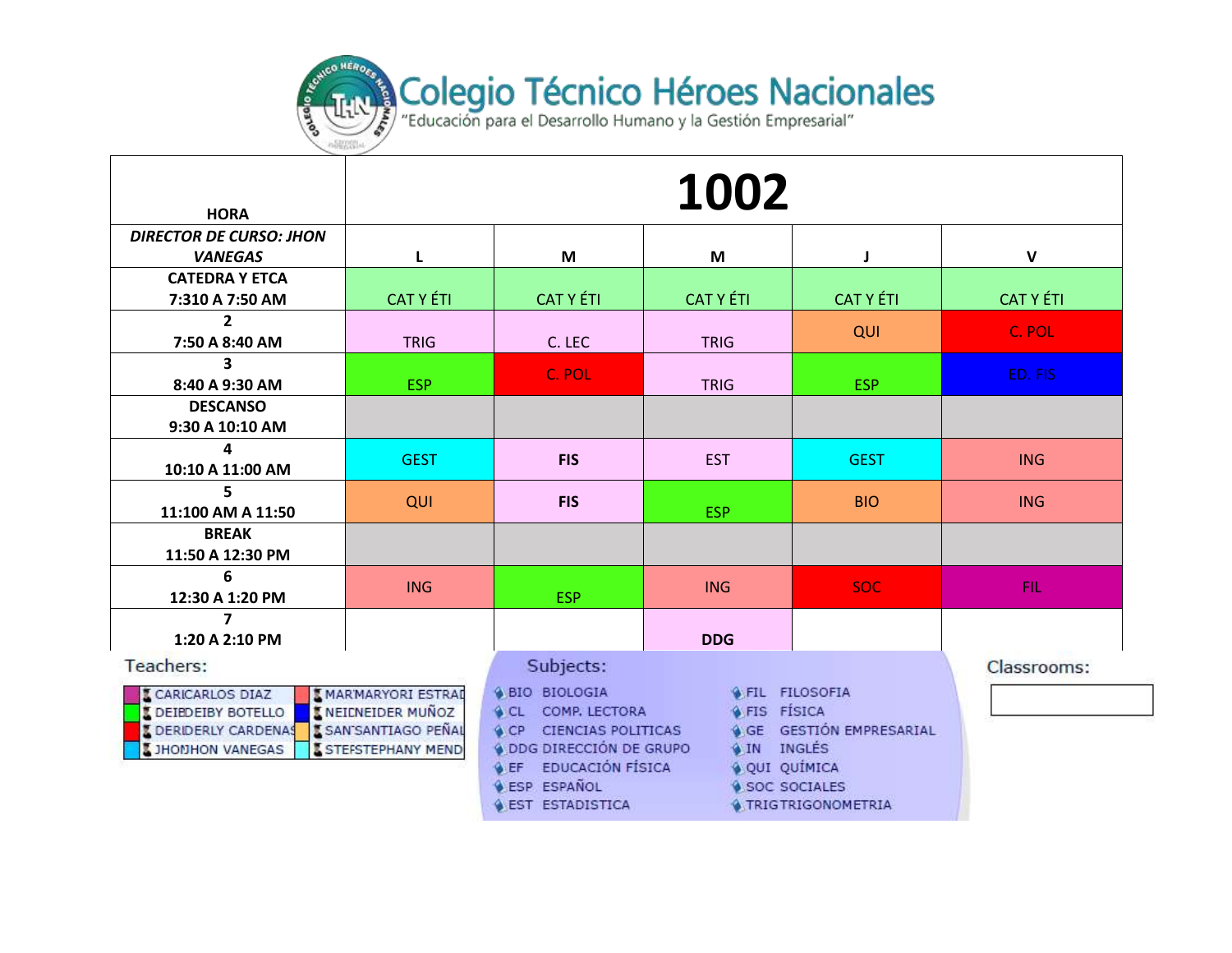# Colegio Técnico Héroes Nacionales

"Educación para el Desarrollo Humano y la Gestión Empresarial"

| HORA | 1002 | | | | |
|---|---|---|---|---|---|
| ***DIRECTOR DE CURSO: JHON VANEGAS*** | **L** | **M** | **M** | **J** | **V** |
| **CATEDRA Y ETCA 7:310 A 7:50 AM** | CAT Y ÉTI | CAT Y ÉTI | CAT Y ÉTI | CAT Y ÉTI | CAT Y ÉTI |
| **2 7:50 A 8:40 AM** | TRIG | C. LEC | TRIG | QUI | C. POL |
| **3 8:40 A 9:30 AM** | ESP | C. POL | TRIG | ESP | ED. FIS |
| **DESCANSO 9:30 A 10:10 AM** | | | | | |
| **4 10:10 A 11:00 AM** | GEST | **FIS** | EST | GEST | ING |
| **5 11:100 AM A 11:50** | QUI | **FIS** | ESP | BIO | ING |
| **BREAK 11:50 A 12:30 PM** | | | | | |
| **6 12:30 A 1:20 PM** | ING | ESP | ING | SOC | FIL |
| **7 1:20 A 2:10 PM** | | | **DDG** | | |

**Teachers:**

- CARICARLOS DIAZ
- DEIBDEIBY BOTELLO
- DERIDERLY CARDENAS
- JHONJHON VANEGAS
- MARMARYORI ESTRAD
- NEICNEIDER MUÑOZ
- SANSANTIAGO PEÑAL
- STEFSTEPHANY MEND

**Subjects:**

- BIO BIOLOGIA
- CL COMP. LECTORA
- CP CIENCIAS POLITICAS
- DDG DIRECCIÓN DE GRUPO
- EF EDUCACIÓN FÍSICA
- ESP ESPAÑOL
- EST ESTADISTICA
- FIL FILOSOFIA
- FIS FÍSICA
- GE GESTIÓN EMPRESARIAL
- IN INGLÉS
- QUI QUÍMICA
- SOC SOCIALES
- TRIG TRIGONOMETRIA

**Classrooms:**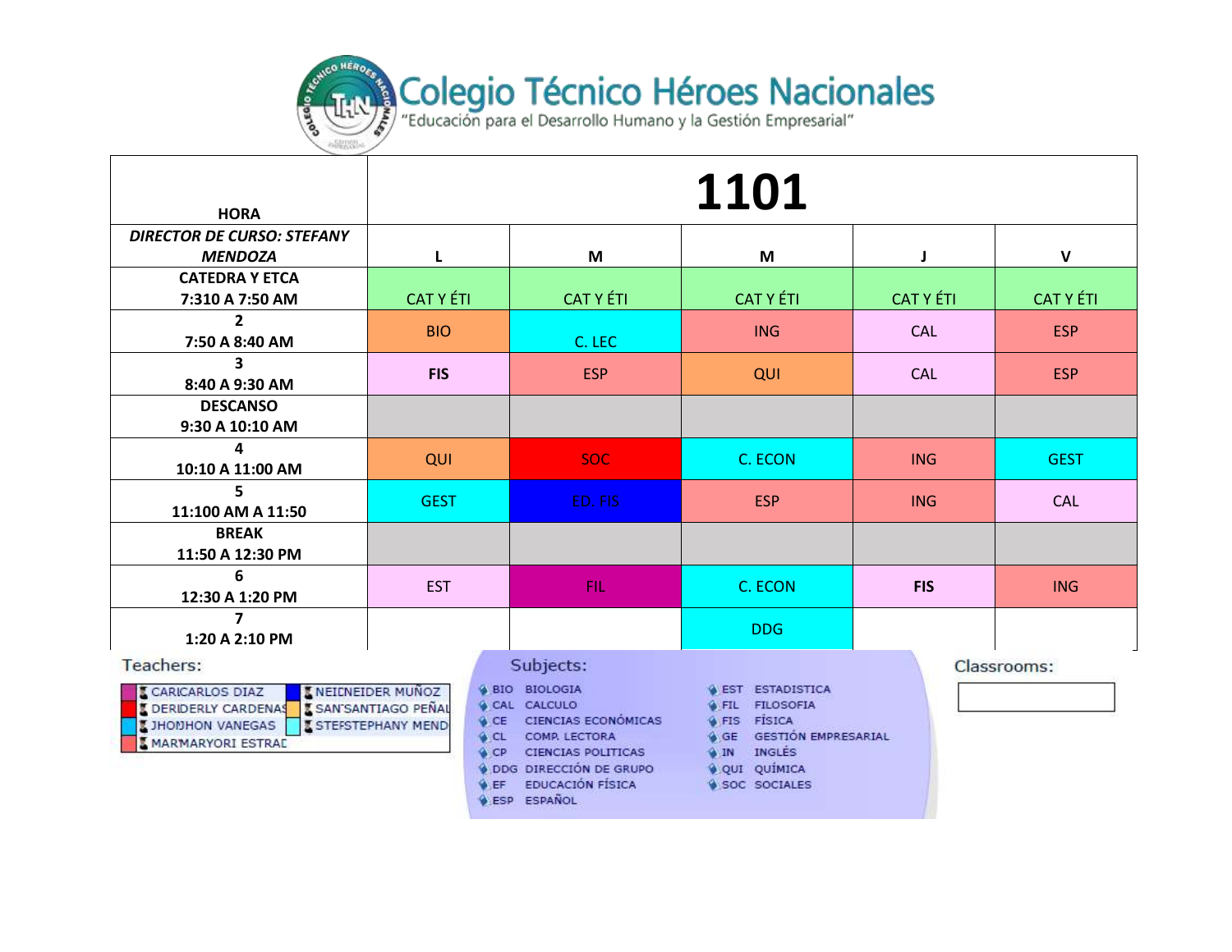# Colegio Técnico Héroes Nacionales

"Educación para el Desarrollo Humano y la Gestión Empresarial"

| HORA | 1101 | | | | |
|---|---|---|---|---|---|
| ***DIRECTOR DE CURSO: STEFANY MENDOZA*** | **L** | **M** | **M** | **J** | **V** |
| **CATEDRA Y ETCA 7:310 A 7:50 AM** | CAT Y ÉTI | CAT Y ÉTI | CAT Y ÉTI | CAT Y ÉTI | CAT Y ÉTI |
| **2 7:50 A 8:40 AM** | BIO | C. LEC | ING | CAL | ESP |
| **3 8:40 A 9:30 AM** | **FIS** | ESP | QUI | CAL | ESP |
| **DESCANSO 9:30 A 10:10 AM** | | | | | |
| **4 10:10 A 11:00 AM** | QUI | SOC | C. ECON | ING | GEST |
| **5 11:100 AM A 11:50** | GEST | ED. FIS | ESP | ING | CAL |
| **BREAK 11:50 A 12:30 PM** | | | | | |
| **6 12:30 A 1:20 PM** | EST | FIL | C. ECON | **FIS** | ING |
| **7 1:20 A 2:10 PM** | | | DDG | | |

**Teachers:**

- CARICARLOS DIAZ
- DERIDERLY CARDENAS
- JHONJHON VANEGAS
- MARMARYORI ESTRAD
- NEIDNEIDER MUÑOZ
- SANSANTIAGO PEÑAL
- STEFSTEPHANY MEND

**Subjects:**

| | |
|---|---|
| BIO | BIOLOGIA |
| CAL | CALCULO |
| CE | CIENCIAS ECONÓMICAS |
| CL | COMP. LECTORA |
| CP | CIENCIAS POLITICAS |
| DDG | DIRECCIÓN DE GRUPO |
| EF | EDUCACIÓN FÍSICA |
| ESP | ESPAÑOL |
| EST | ESTADISTICA |
| FIL | FILOSOFIA |
| FIS | FÍSICA |
| GE | GESTIÓN EMPRESARIAL |
| IN | INGLÉS |
| QUI | QUÍMICA |
| SOC | SOCIALES |

**Classrooms:**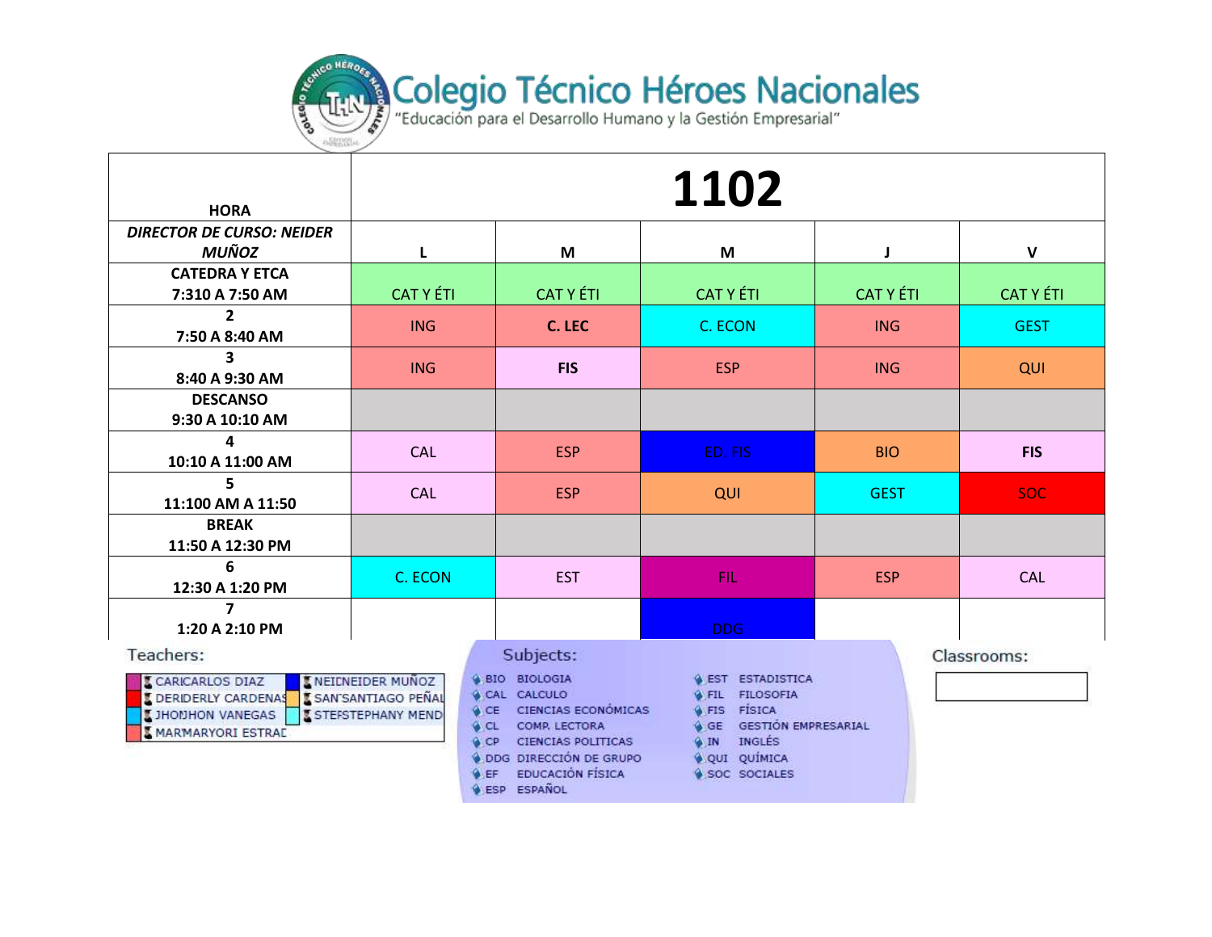# Colegio Técnico Héroes Nacionales

"Educación para el Desarrollo Humano y la Gestión Empresarial"

| HORA | 1102 | | | | |
|---|---|---|---|---|---|
| *DIRECTOR DE CURSO: NEIDER MUÑOZ* | L | M | M | J | V |
| CATEDRA Y ETCA 7:310 A 7:50 AM | CAT Y ÉTI | CAT Y ÉTI | CAT Y ÉTI | CAT Y ÉTI | CAT Y ÉTI |
| 2 7:50 A 8:40 AM | ING | **C. LEC** | C. ECON | ING | GEST |
| 3 8:40 A 9:30 AM | ING | **FIS** | ESP | ING | QUI |
| DESCANSO 9:30 A 10:10 AM | | | | | |
| 4 10:10 A 11:00 AM | CAL | ESP | ED. FIS | BIO | **FIS** |
| 5 11:100 AM A 11:50 | CAL | ESP | QUI | GEST | SOC |
| BREAK 11:50 A 12:30 PM | | | | | |
| 6 12:30 A 1:20 PM | C. ECON | EST | FIL | ESP | CAL |
| 7 1:20 A 2:10 PM | | | DDG | | |

Teachers:

- CARICARLOS DIAZ
- DERIDERLY CARDENAS
- JHONJHON VANEGAS
- MARMARYORI ESTRAD
- NEIDNEIDER MUÑOZ
- SAN'SANTIAGO PEÑAL
- STEFSTEPHANY MEND

Subjects:

- BIO BIOLOGIA
- CAL CALCULO
- CE CIENCIAS ECONÓMICAS
- CL COMP. LECTORA
- CP CIENCIAS POLITICAS
- DDG DIRECCIÓN DE GRUPO
- EF EDUCACIÓN FÍSICA
- ESP ESPAÑOL
- EST ESTADISTICA
- FIL FILOSOFIA
- FIS FÍSICA
- GE GESTIÓN EMPRESARIAL
- IN INGLÉS
- QUI QUÍMICA
- SOC SOCIALES

Classrooms: